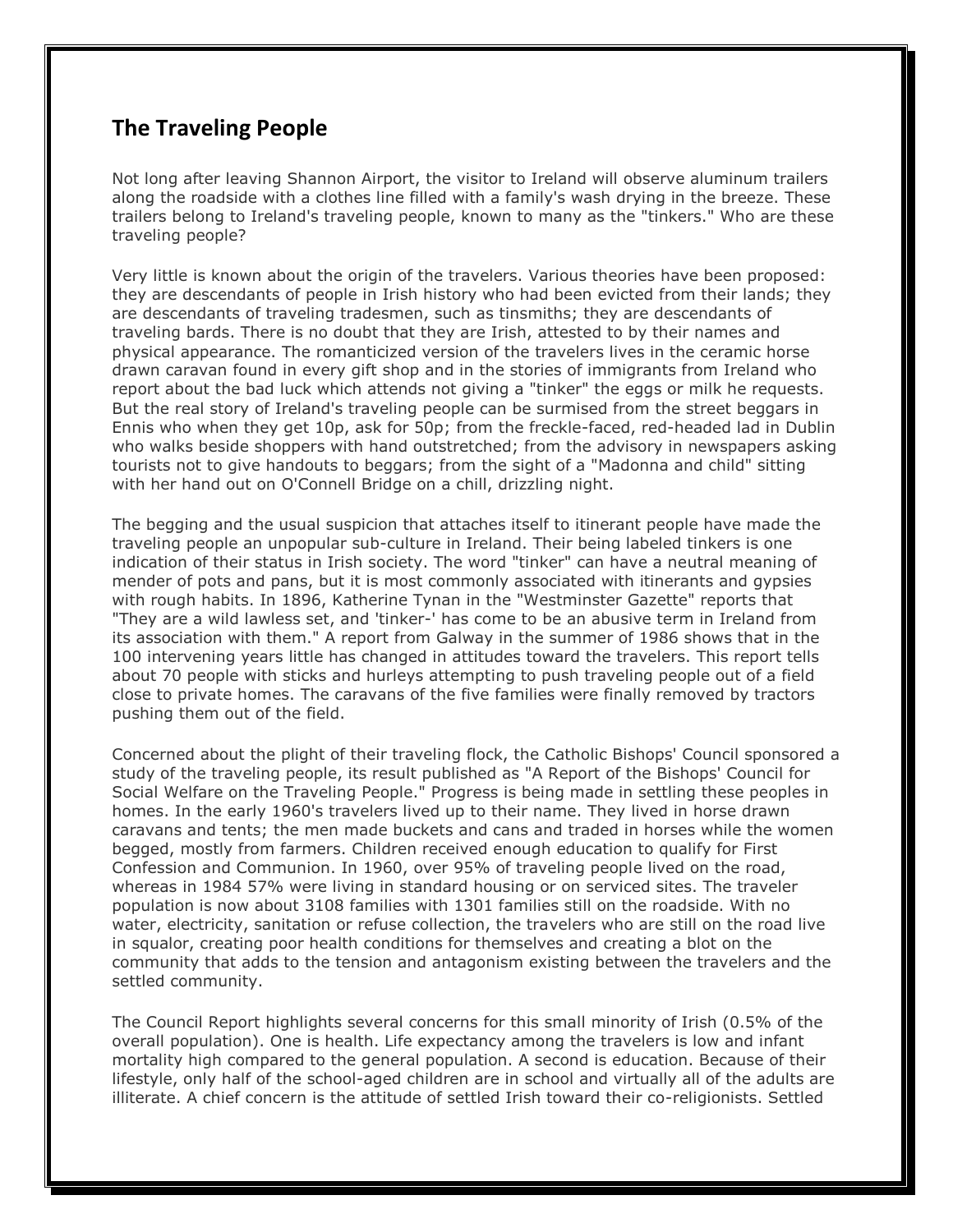## The Traveling People

Not long after leaving Shannon Airport, the visitor to Ireland will observe aluminum trailers along the roadside with a clothes line filled with a family's wash drying in the breeze. These trailers belong to Ireland's traveling people, known to many as the "tinkers." Who are these traveling people?

Very little is known about the origin of the travelers. Various theories have been proposed: they are descendants of people in Irish history who had been evicted from their lands; they are descendants of traveling tradesmen, such as tinsmiths; they are descendants of traveling bards. There is no doubt that they are Irish, attested to by their names and physical appearance. The romanticized version of the travelers lives in the ceramic horse drawn caravan found in every gift shop and in the stories of immigrants from Ireland who report about the bad luck which attends not giving a "tinker" the eggs or milk he requests. But the real story of Ireland's traveling people can be surmised from the street beggars in Ennis who when they get 10p, ask for 50p; from the freckle-faced, red-headed lad in Dublin who walks beside shoppers with hand outstretched; from the advisory in newspapers asking tourists not to give handouts to beggars; from the sight of a "Madonna and child" sitting with her hand out on O'Connell Bridge on a chill, drizzling night.

The begging and the usual suspicion that attaches itself to itinerant people have made the traveling people an unpopular sub-culture in Ireland. Their being labeled tinkers is one indication of their status in Irish society. The word "tinker" can have a neutral meaning of mender of pots and pans, but it is most commonly associated with itinerants and gypsies with rough habits. In 1896, Katherine Tynan in the "Westminster Gazette" reports that "They are a wild lawless set, and 'tinker-' has come to be an abusive term in Ireland from its association with them." A report from Galway in the summer of 1986 shows that in the 100 intervening years little has changed in attitudes toward the travelers. This report tells about 70 people with sticks and hurleys attempting to push traveling people out of a field close to private homes. The caravans of the five families were finally removed by tractors pushing them out of the field.

Concerned about the plight of their traveling flock, the Catholic Bishops' Council sponsored a study of the traveling people, its result published as "A Report of the Bishops' Council for Social Welfare on the Traveling People." Progress is being made in settling these peoples in homes. In the early 1960's travelers lived up to their name. They lived in horse drawn caravans and tents; the men made buckets and cans and traded in horses while the women begged, mostly from farmers. Children received enough education to qualify for First Confession and Communion. In 1960, over 95% of traveling people lived on the road, whereas in 1984 57% were living in standard housing or on serviced sites. The traveler population is now about 3108 families with 1301 families still on the roadside. With no water, electricity, sanitation or refuse collection, the travelers who are still on the road live in squalor, creating poor health conditions for themselves and creating a blot on the community that adds to the tension and antagonism existing between the travelers and the settled community.

The Council Report highlights several concerns for this small minority of Irish (0.5% of the overall population). One is health. Life expectancy among the travelers is low and infant mortality high compared to the general population. A second is education. Because of their lifestyle, only half of the school-aged children are in school and virtually all of the adults are illiterate. A chief concern is the attitude of settled Irish toward their co-religionists. Settled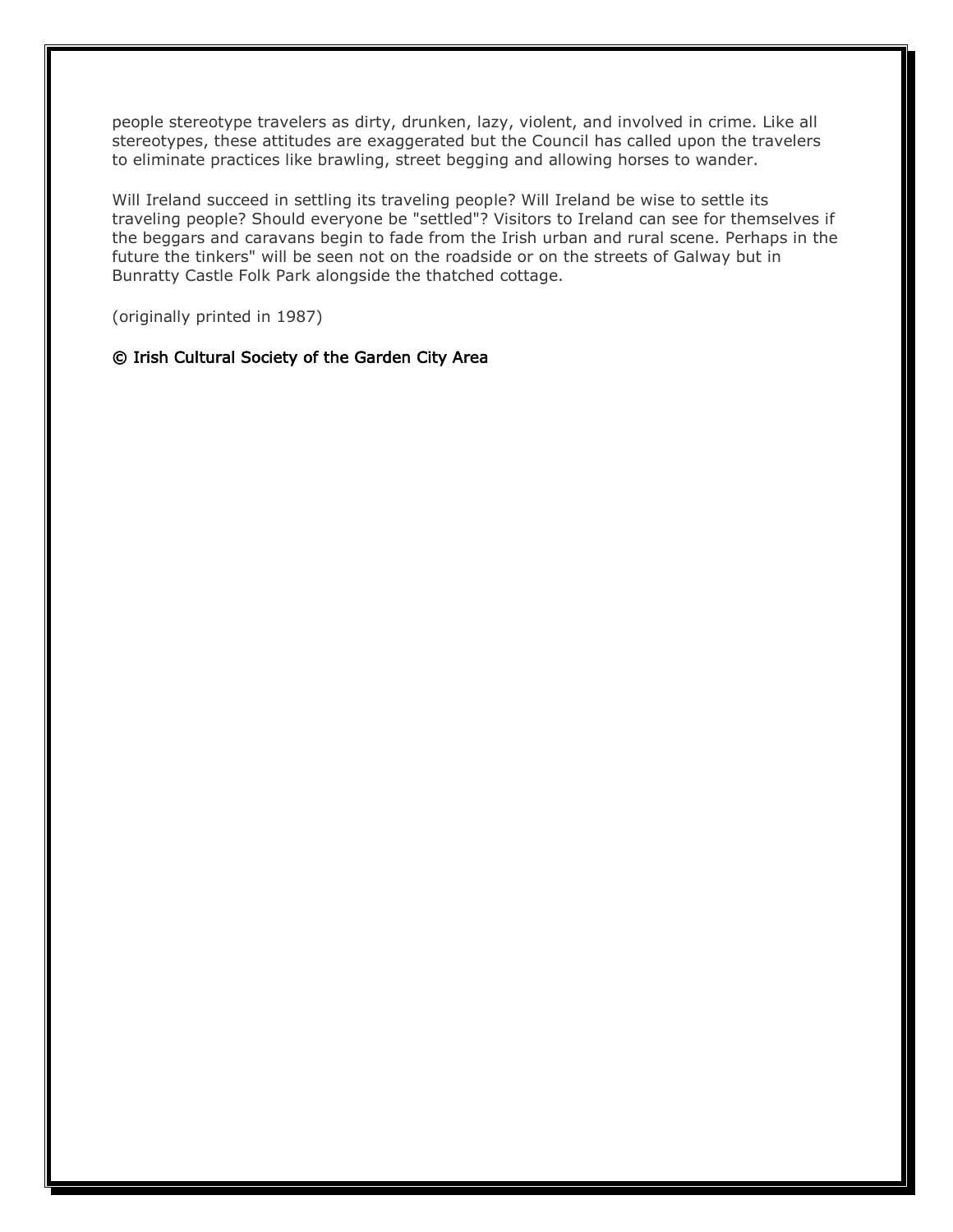people stereotype travelers as dirty, drunken, lazy, violent, and involved in crime. Like all stereotypes, these attitudes are exaggerated but the Council has called upon the travelers to eliminate practices like brawling, street begging and allowing horses to wander.

Will Ireland succeed in settling its traveling people? Will Ireland be wise to settle its traveling people? Should everyone be "settled"? Visitors to Ireland can see for themselves if the beggars and caravans begin to fade from the Irish urban and rural scene. Perhaps in the future the tinkers" will be seen not on the roadside or on the streets of Galway but in Bunratty Castle Folk Park alongside the thatched cottage.

(originally printed in 1987)

© Irish Cultural Society of the Garden City Area